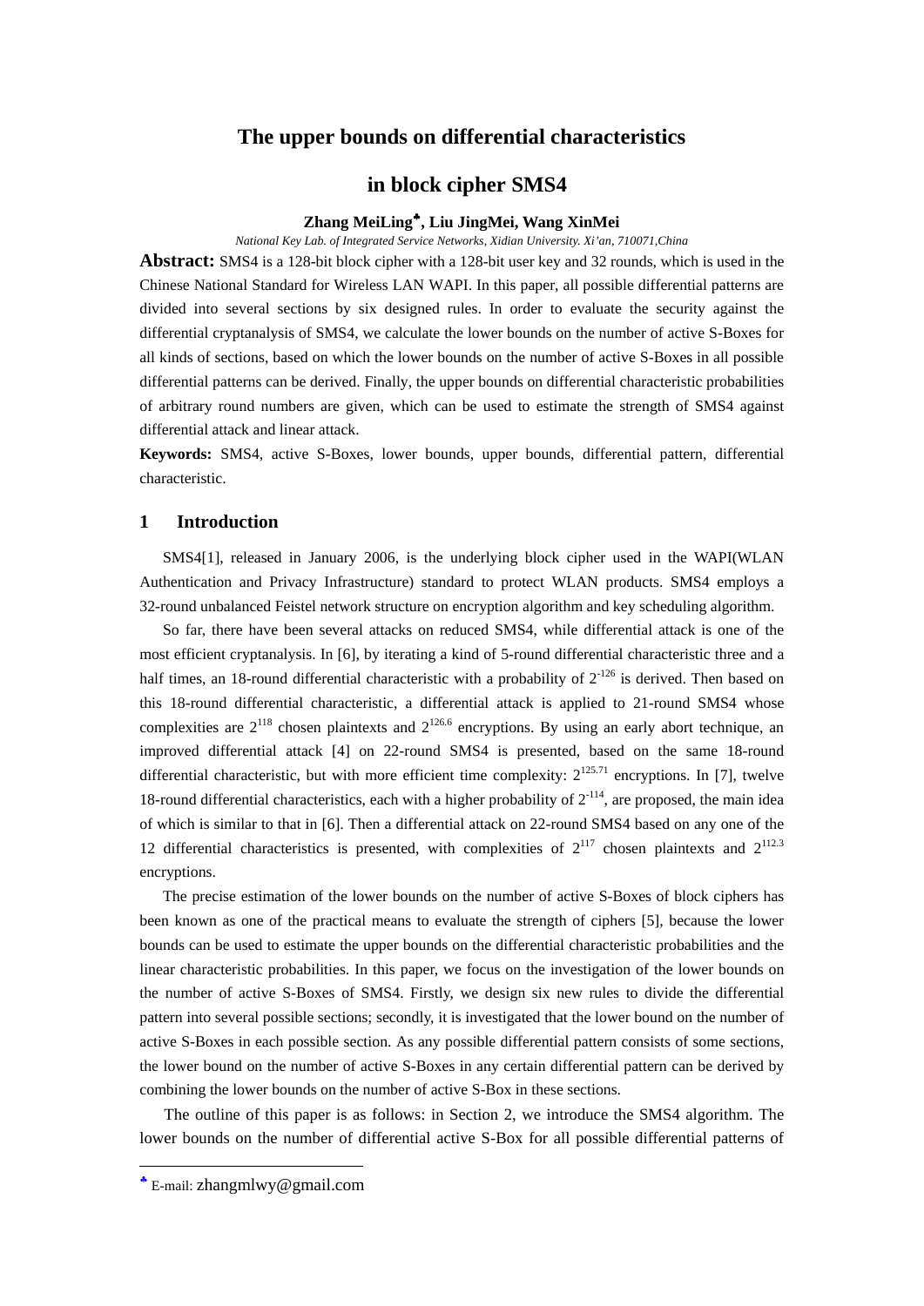# The upper bounds on differential characteristics in block cipher SMS4

**Zhang MeiLing[♣], Liu JingMei, Wang XinMei**

*National Key Lab. of Integrated Service Networks, Xidian University. Xi'an, 710071,China*

**Abstract:** SMS4 is a 128-bit block cipher with a 128-bit user key and 32 rounds, which is used in the Chinese National Standard for Wireless LAN WAPI. In this paper, all possible differential patterns are divided into several sections by six designed rules. In order to evaluate the security against the differential cryptanalysis of SMS4, we calculate the lower bounds on the number of active S-Boxes for all kinds of sections, based on which the lower bounds on the number of active S-Boxes in all possible differential patterns can be derived. Finally, the upper bounds on differential characteristic probabilities of arbitrary round numbers are given, which can be used to estimate the strength of SMS4 against differential attack and linear attack.

**Keywords:** SMS4, active S-Boxes, lower bounds, upper bounds, differential pattern, differential characteristic.

## 1 Introduction

SMS4[1], released in January 2006, is the underlying block cipher used in the WAPI(WLAN Authentication and Privacy Infrastructure) standard to protect WLAN products. SMS4 employs a 32-round unbalanced Feistel network structure on encryption algorithm and key scheduling algorithm.

So far, there have been several attacks on reduced SMS4, while differential attack is one of the most efficient cryptanalysis. In [6], by iterating a kind of 5-round differential characteristic three and a half times, an 18-round differential characteristic with a probability of $2^{-126}$ is derived. Then based on this 18-round differential characteristic, a differential attack is applied to 21-round SMS4 whose complexities are $2^{118}$ chosen plaintexts and $2^{126.6}$ encryptions. By using an early abort technique, an improved differential attack [4] on 22-round SMS4 is presented, based on the same 18-round differential characteristic, but with more efficient time complexity: $2^{125.71}$ encryptions. In [7], twelve 18-round differential characteristics, each with a higher probability of $2^{-114}$, are proposed, the main idea of which is similar to that in [6]. Then a differential attack on 22-round SMS4 based on any one of the 12 differential characteristics is presented, with complexities of $2^{117}$ chosen plaintexts and $2^{112.3}$ encryptions.

The precise estimation of the lower bounds on the number of active S-Boxes of block ciphers has been known as one of the practical means to evaluate the strength of ciphers [5], because the lower bounds can be used to estimate the upper bounds on the differential characteristic probabilities and the linear characteristic probabilities. In this paper, we focus on the investigation of the lower bounds on the number of active S-Boxes of SMS4. Firstly, we design six new rules to divide the differential pattern into several possible sections; secondly, it is investigated that the lower bound on the number of active S-Boxes in each possible section. As any possible differential pattern consists of some sections, the lower bound on the number of active S-Boxes in any certain differential pattern can be derived by combining the lower bounds on the number of active S-Box in these sections.

The outline of this paper is as follows: in Section 2, we introduce the SMS4 algorithm. The lower bounds on the number of differential active S-Box for all possible differential patterns of

[♣] E-mail: zhangmlwy@gmail.com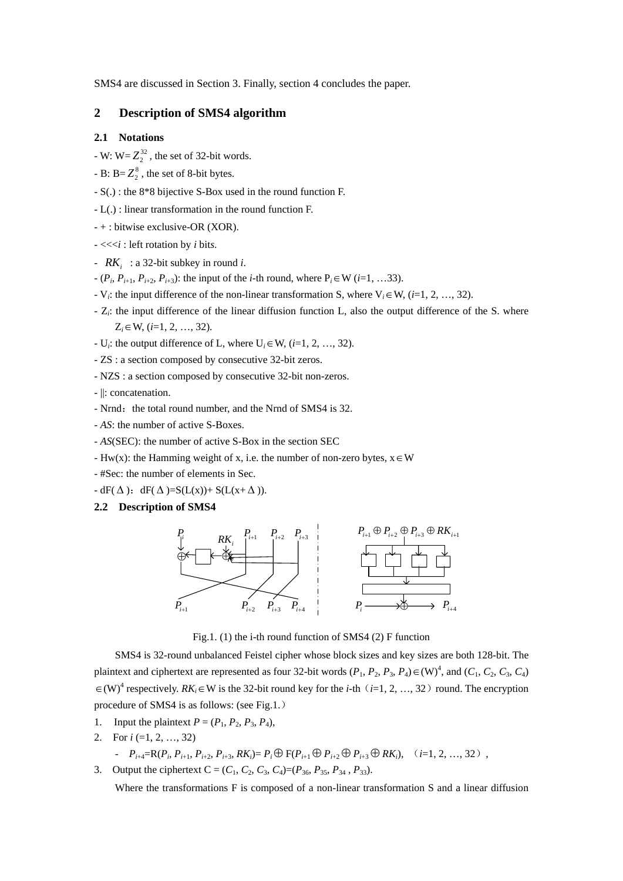SMS4 are discussed in Section 3. Finally, section 4 concludes the paper.

## 2 Description of SMS4 algorithm

### 2.1 Notations

- W: W= $Z_2^{32}$ , the set of 32-bit words.
- B: B= $Z_2^{8}$ , the set of 8-bit bytes.
- S(.) : the 8*8 bijective S-Box used in the round function F.
- L(.) : linear transformation in the round function F.
- + : bitwise exclusive-OR (XOR).
- <<<*i* : left rotation by *i* bits.
- $RK_i$ : a 32-bit subkey in round *i*.
- ($P_i$, $P_{i+1}$, $P_{i+2}$, $P_{i+3}$): the input of the *i*-th round, where $P_i \in$ W (*i*=1, …33).
- $V_i$: the input difference of the non-linear transformation S, where $V_i \in$ W, (*i*=1, 2, …, 32).
- $Z_i$: the input difference of the linear diffusion function L, also the output difference of the S. where $Z_i \in$ W, (*i*=1, 2, …, 32).
- $U_i$: the output difference of L, where $U_i \in$ W, (*i*=1, 2, …, 32).
- ZS : a section composed by consecutive 32-bit zeros.
- NZS : a section composed by consecutive 32-bit non-zeros.
- ||: concatenation.
- Nrnd：the total round number, and the Nrnd of SMS4 is 32.
- *AS*: the number of active S-Boxes.
- *AS*(SEC): the number of active S-Box in the section SEC
- Hw(x): the Hamming weight of x, i.e. the number of non-zero bytes, x $\in$ W
- #Sec: the number of elements in Sec.
- dF($\Delta$)：dF($\Delta$)=S(L(x))+ S(L(x+$\Delta$)).

### 2.2 Description of SMS4

Fig.1. (1) the i-th round function of SMS4 (2) F function

SMS4 is 32-round unbalanced Feistel cipher whose block sizes and key sizes are both 128-bit. The plaintext and ciphertext are represented as four 32-bit words ($P_1$, $P_2$, $P_3$, $P_4$) $\in$ (W)$^4$, and ($C_1$, $C_2$, $C_3$, $C_4$) $\in$ (W)$^4$ respectively. $RK_i \in$ W is the 32-bit round key for the *i*-th（*i*=1, 2, …, 32）round. The encryption procedure of SMS4 is as follows: (see Fig.1.)

1. Input the plaintext *P* = ($P_1$, $P_2$, $P_3$, $P_4$),
2. For *i* (=1, 2, …, 32)
   - $P_{i+4}$=R($P_i$, $P_{i+1}$, $P_{i+2}$, $P_{i+3}$, $RK_i$)= $P_i \oplus$ F($P_{i+1} \oplus P_{i+2} \oplus P_{i+3} \oplus RK_i$), （*i*=1, 2, …, 32）,
3. Output the ciphertext C = ($C_1$, $C_2$, $C_3$, $C_4$)=($P_{36}$, $P_{35}$, $P_{34}$ , $P_{33}$).

Where the transformations F is composed of a non-linear transformation S and a linear diffusion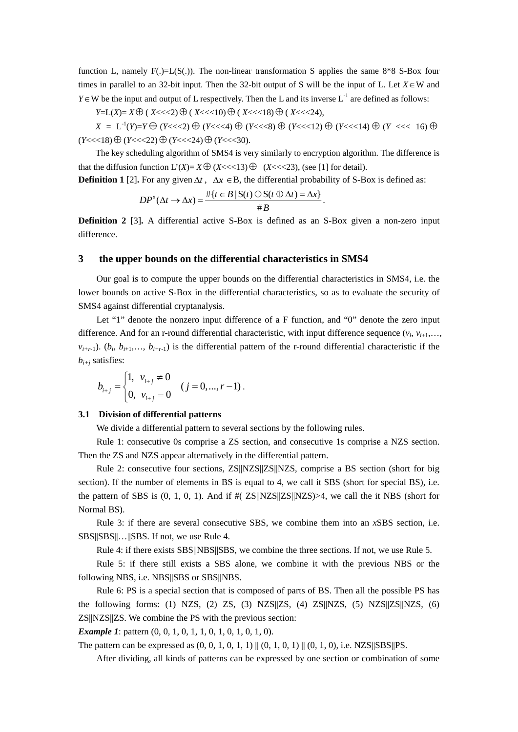function L, namely F(.)=L(S(.)). The non-linear transformation S applies the same 8*8 S-Box four times in parallel to an 32-bit input. Then the 32-bit output of S will be the input of L. Let $X \in$ W and $Y \in$ W be the input and output of L respectively. Then the L and its inverse $L^{-1}$ are defined as follows:

$Y$=L($X$)= $X \oplus (X{<}{<}{<}2) \oplus (X{<}{<}{<}10) \oplus (X{<}{<}{<}18) \oplus (X{<}{<}{<}24)$,

$X = L^{-1}(Y) = Y \oplus (Y{<}{<}{<}2) \oplus (Y{<}{<}{<}4) \oplus (Y{<}{<}{<}8) \oplus (Y{<}{<}{<}12) \oplus (Y{<}{<}{<}14) \oplus (Y{<}{<}{<}16) \oplus (Y{<}{<}{<}18) \oplus (Y{<}{<}{<}22) \oplus (Y{<}{<}{<}24) \oplus (Y{<}{<}{<}30)$.

The key scheduling algorithm of SMS4 is very similarly to encryption algorithm. The difference is that the diffusion function $L'(X) = X \oplus (X{<}{<}{<}13) \oplus (X{<}{<}{<}23)$, (see [1] for detail).

**Definition 1** [2]**.** For any given $\Delta t$, $\Delta x \in$B, the differential probability of S-Box is defined as:

$$DP^s(\Delta t \to \Delta x) = \frac{\#\{t \in B \,|\, \mathrm{S}(t) \oplus \mathrm{S}(t \oplus \Delta t) = \Delta x\}}{\# B}.$$

**Definition 2** [3]**.** A differential active S-Box is defined as an S-Box given a non-zero input difference.

## 3 the upper bounds on the differential characteristics in SMS4

Our goal is to compute the upper bounds on the differential characteristics in SMS4, i.e. the lower bounds on active S-Box in the differential characteristics, so as to evaluate the security of SMS4 against differential cryptanalysis.

Let "1" denote the nonzero input difference of a F function, and "0" denote the zero input difference. And for an r-round differential characteristic, with input difference sequence ($v_i$, $v_{i+1}$,…, $v_{i+r-1}$). ($b_i$, $b_{i+1}$,…, $b_{i+r-1}$) is the differential pattern of the r-round differential characteristic if the $b_{i+j}$ satisfies:

$$b_{i+j} = \begin{cases} 1, & v_{i+j} \neq 0 \\ 0, & v_{i+j} = 0 \end{cases} \quad (j = 0, ..., r-1).$$

### 3.1 Division of differential patterns

We divide a differential pattern to several sections by the following rules.

Rule 1: consecutive 0s comprise a ZS section, and consecutive 1s comprise a NZS section. Then the ZS and NZS appear alternatively in the differential pattern.

Rule 2: consecutive four sections, ZS||NZS||ZS||NZS, comprise a BS section (short for big section). If the number of elements in BS is equal to 4, we call it SBS (short for special BS), i.e. the pattern of SBS is (0, 1, 0, 1). And if #( ZS||NZS||ZS||NZS)>4, we call the it NBS (short for Normal BS).

Rule 3: if there are several consecutive SBS, we combine them into an *x*SBS section, i.e. SBS||SBS||…||SBS. If not, we use Rule 4.

Rule 4: if there exists SBS||NBS||SBS, we combine the three sections. If not, we use Rule 5.

Rule 5: if there still exists a SBS alone, we combine it with the previous NBS or the following NBS, i.e. NBS||SBS or SBS||NBS.

Rule 6: PS is a special section that is composed of parts of BS. Then all the possible PS has the following forms: (1) NZS, (2) ZS, (3) NZS||ZS, (4) ZS||NZS, (5) NZS||ZS||NZS, (6) ZS||NZS||ZS. We combine the PS with the previous section:

***Example 1***: pattern (0, 0, 1, 0, 1, 1, 0, 1, 0, 1, 0, 1, 0).

The pattern can be expressed as (0, 0, 1, 0, 1, 1) || (0, 1, 0, 1) || (0, 1, 0), i.e. NZS||SBS||PS.

After dividing, all kinds of patterns can be expressed by one section or combination of some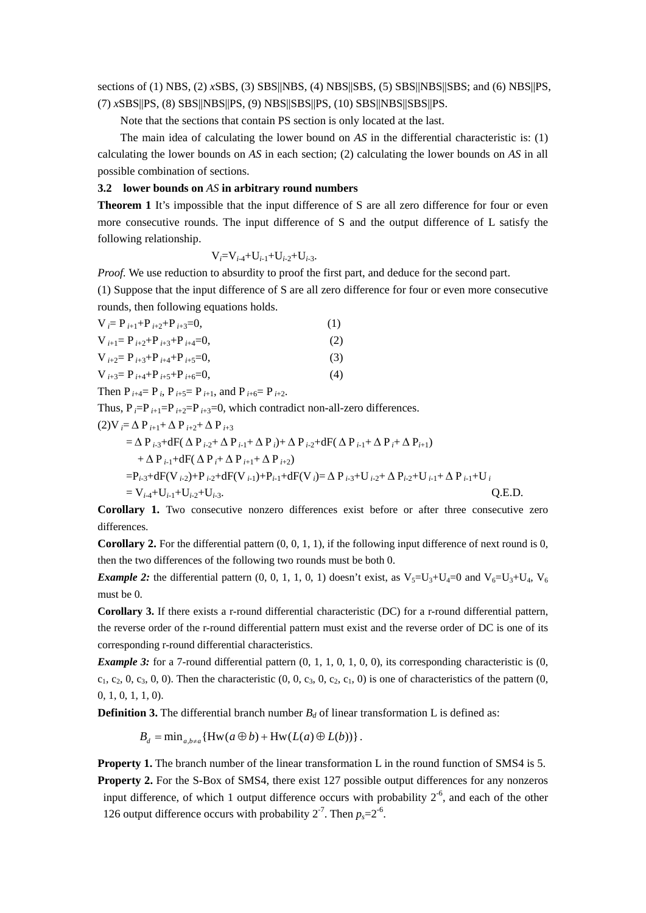sections of (1) NBS, (2) *x*SBS, (3) SBS||NBS, (4) NBS||SBS, (5) SBS||NBS||SBS; and (6) NBS||PS, (7) *x*SBS||PS, (8) SBS||NBS||PS, (9) NBS||SBS||PS, (10) SBS||NBS||SBS||PS.

Note that the sections that contain PS section is only located at the last.

The main idea of calculating the lower bound on *AS* in the differential characteristic is: (1) calculating the lower bounds on *AS* in each section; (2) calculating the lower bounds on *AS* in all possible combination of sections.

### 3.2 lower bounds on *AS* in arbitrary round numbers

**Theorem 1** It's impossible that the input difference of S are all zero difference for four or even more consecutive rounds. The input difference of S and the output difference of L satisfy the following relationship.

$$V_i = V_{i-4} + U_{i-1} + U_{i-2} + U_{i-3}.$$

*Proof.* We use reduction to absurdity to proof the first part, and deduce for the second part.

(1) Suppose that the input difference of S are all zero difference for four or even more consecutive rounds, then following equations holds.

$V_i = P_{i+1} + P_{i+2} + P_{i+3} = 0,$ (1)

$V_{i+1} = P_{i+2} + P_{i+3} + P_{i+4} = 0,$ (2)

$V_{i+2} = P_{i+3} + P_{i+4} + P_{i+5} = 0,$ (3)

$V_{i+3} = P_{i+4} + P_{i+5} + P_{i+6} = 0,$ (4)

Then $P_{i+4} = P_i$, $P_{i+5} = P_{i+1}$, and $P_{i+6} = P_{i+2}$.

Thus, $P_i = P_{i+1} = P_{i+2} = P_{i+3} = 0$, which contradict non-all-zero differences.

(2)$V_i = \Delta P_{i+1} + \Delta P_{i+2} + \Delta P_{i+3}$

$= \Delta P_{i-3} + dF(\Delta P_{i-2} + \Delta P_{i-1} + \Delta P_i) + \Delta P_{i-2} + dF(\Delta P_{i-1} + \Delta P_i + \Delta P_{i+1})$

$\quad + \Delta P_{i-1} + dF(\Delta P_i + \Delta P_{i+1} + \Delta P_{i+2})$

$= P_{i-3} + dF(V_{i-2}) + P_{i-2} + dF(V_{i-1}) + P_{i-1} + dF(V_i) = \Delta P_{i-3} + U_{i-2} + \Delta P_{i-2} + U_{i-1} + \Delta P_{i-1} + U_i$

$= V_{i-4} + U_{i-1} + U_{i-2} + U_{i-3}.$ Q.E.D.

**Corollary 1.** Two consecutive nonzero differences exist before or after three consecutive zero differences.

**Corollary 2.** For the differential pattern (0, 0, 1, 1), if the following input difference of next round is 0, then the two differences of the following two rounds must be both 0.

***Example 2:*** the differential pattern (0, 0, 1, 1, 0, 1) doesn't exist, as $V_5 = U_3 + U_4 = 0$ and $V_6 = U_3 + U_4$, $V_6$ must be 0.

**Corollary 3.** If there exists a r-round differential characteristic (DC) for a r-round differential pattern, the reverse order of the r-round differential pattern must exist and the reverse order of DC is one of its corresponding r-round differential characteristics.

***Example 3:*** for a 7-round differential pattern (0, 1, 1, 0, 1, 0, 0), its corresponding characteristic is (0, $c_1$, $c_2$, 0, $c_3$, 0, 0). Then the characteristic (0, 0, $c_3$, 0, $c_2$, $c_1$, 0) is one of characteristics of the pattern (0, 0, 1, 0, 1, 1, 0).

**Definition 3.** The differential branch number $B_d$ of linear transformation L is defined as:

$$B_d = \min_{a, b \neq a} \{\mathrm{Hw}(a \oplus b) + \mathrm{Hw}(L(a) \oplus L(b))\}.$$

**Property 1.** The branch number of the linear transformation L in the round function of SMS4 is 5.

**Property 2.** For the S-Box of SMS4, there exist 127 possible output differences for any nonzeros input difference, of which 1 output difference occurs with probability $2^{-6}$, and each of the other 126 output difference occurs with probability $2^{-7}$. Then $p_s = 2^{-6}$.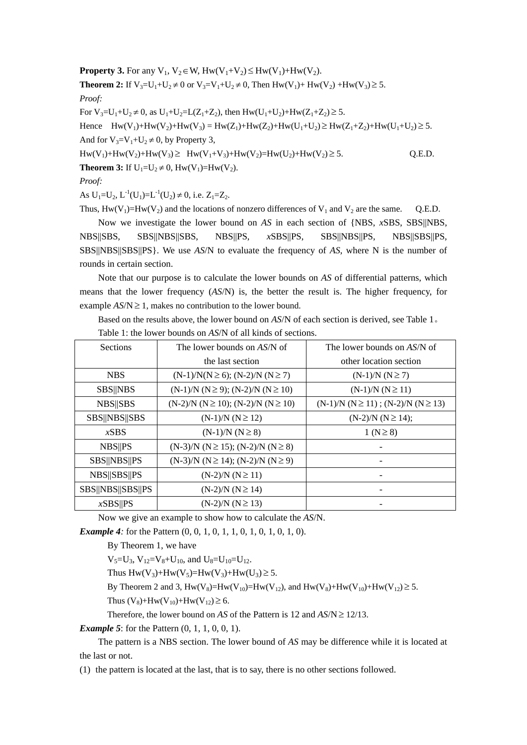**Property 3.** For any $V_1, V_2 \in W$, $Hw(V_1+V_2) \leq Hw(V_1)+Hw(V_2)$.

**Theorem 2:** If $V_3=U_1+U_2 \neq 0$ or $V_3=V_1+U_2 \neq 0$, Then $Hw(V_1)+ Hw(V_2) +Hw(V_3) \geq 5$.

*Proof:*

For $V_3=U_1+U_2 \neq 0$, as $U_1+U_2=L(Z_1+Z_2)$, then $Hw(U_1+U_2)+Hw(Z_1+Z_2) \geq 5$.

Hence $Hw(V_1)+Hw(V_2)+Hw(V_3) = Hw(Z_1)+Hw(Z_2)+Hw(U_1+U_2) \geq Hw(Z_1+Z_2)+Hw(U_1+U_2) \geq 5$.

And for $V_3=V_1+U_2 \neq 0$, by Property 3,

$Hw(V_1)+Hw(V_2)+Hw(V_3) \geq Hw(V_1+V_3)+Hw(V_2)=Hw(U_2)+Hw(V_2) \geq 5$. Q.E.D.

**Theorem 3:** If $U_1=U_2 \neq 0$, $Hw(V_1)=Hw(V_2)$.

*Proof:*

As $U_1=U_2$, $L^{-1}(U_1)=L^{-1}(U_2) \neq 0$, i.e. $Z_1=Z_2$.

Thus, $Hw(V_1)=Hw(V_2)$ and the locations of nonzero differences of $V_1$ and $V_2$ are the same. Q.E.D.

Now we investigate the lower bound on *AS* in each section of {NBS, *x*SBS, SBS||NBS, NBS||SBS, SBS||NBS||SBS, NBS||PS, *x*SBS||PS, SBS||NBS||PS, NBS||SBS||PS, SBS||NBS||SBS||PS}. We use *AS*/N to evaluate the frequency of *AS*, where N is the number of rounds in certain section.

Note that our purpose is to calculate the lower bounds on *AS* of differential patterns, which means that the lower frequency (*AS*/N) is, the better the result is. The higher frequency, for example *AS*/N $\geq$ 1, makes no contribution to the lower bound.

Based on the results above, the lower bound on *AS*/N of each section is derived, see Table 1。

Table 1: the lower bounds on *AS*/N of all kinds of sections.

| Sections | The lower bounds on *AS*/N of the last section | The lower bounds on *AS*/N of other location section |
|---|---|---|
| NBS | (N-1)/N(N $\geq$ 6); (N-2)/N (N $\geq$ 7) | (N-1)/N (N $\geq$ 7) |
| SBS\|\|NBS | (N-1)/N (N $\geq$ 9); (N-2)/N (N $\geq$ 10) | (N-1)/N (N $\geq$ 11) |
| NBS\|\|SBS | (N-2)/N (N $\geq$ 10); (N-2)/N (N $\geq$ 10) | (N-1)/N (N $\geq$ 11) ; (N-2)/N (N $\geq$ 13) |
| SBS\|\|NBS\|\|SBS | (N-1)/N (N $\geq$ 12) | (N-2)/N (N $\geq$ 14); |
| *x*SBS | (N-1)/N (N $\geq$ 8) | 1 (N $\geq$ 8) |
| NBS\|\|PS | (N-3)/N (N $\geq$ 15); (N-2)/N (N $\geq$ 8) | - |
| SBS\|\|NBS\|\|PS | (N-3)/N (N $\geq$ 14); (N-2)/N (N $\geq$ 9) | - |
| NBS\|\|SBS\|\|PS | (N-2)/N (N $\geq$ 11) | - |
| SBS\|\|NBS\|\|SBS\|\|PS | (N-2)/N (N $\geq$ 14) | - |
| *x*SBS\|\|PS | (N-2)/N (N $\geq$ 13) | - |

Now we give an example to show how to calculate the *AS*/N.

***Example 4****:* for the Pattern (0, 0, 1, 0, 1, 1, 0, 1, 0, 1, 0, 1, 0).

By Theorem 1, we have

$V_5=U_3$, $V_{12}=V_8+U_{10}$, and $U_8=U_{10}=U_{12}$.

Thus $Hw(V_3)+Hw(V_5)=Hw(V_3)+Hw(U_3) \geq 5$.

By Theorem 2 and 3, $Hw(V_8)=Hw(V_{10})=Hw(V_{12})$, and $Hw(V_8)+Hw(V_{10})+Hw(V_{12}) \geq 5$.

Thus $(V_8)+Hw(V_{10})+Hw(V_{12}) \geq 6$.

Therefore, the lower bound on *AS* of the Pattern is 12 and *AS*/N $\geq$ 12/13.

***Example 5***: for the Pattern (0, 1, 1, 0, 0, 1).

The pattern is a NBS section. The lower bound of *AS* may be difference while it is located at the last or not.

(1) the pattern is located at the last, that is to say, there is no other sections followed.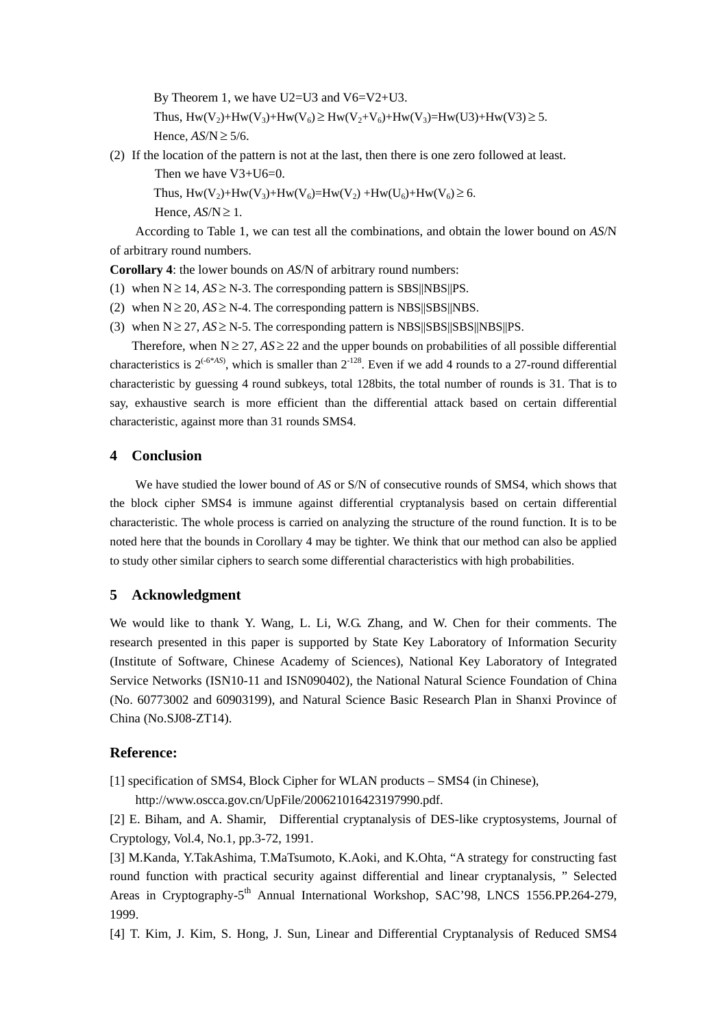By Theorem 1, we have U2=U3 and V6=V2+U3.

Thus, $Hw(V_2)+Hw(V_3)+Hw(V_6) \geq Hw(V_2+V_6)+Hw(V_3)=Hw(U3)+Hw(V3) \geq 5$.

Hence, $AS/N \geq 5/6$.

(2) If the location of the pattern is not at the last, then there is one zero followed at least.

Then we have V3+U6=0.

Thus, $Hw(V_2)+Hw(V_3)+Hw(V_6)=Hw(V_2)+Hw(U_6)+Hw(V_6) \geq 6$.

Hence, $AS/N \geq 1$.

According to Table 1, we can test all the combinations, and obtain the lower bound on *AS*/N of arbitrary round numbers.

**Corollary 4**: the lower bounds on *AS*/N of arbitrary round numbers:

(1) when $N \geq 14$, $AS \geq N-3$. The corresponding pattern is SBS||NBS||PS.

(2) when $N \geq 20$, $AS \geq N-4$. The corresponding pattern is NBS||SBS||NBS.

(3) when $N \geq 27$, $AS \geq N-5$. The corresponding pattern is NBS||SBS||SBS||NBS||PS.

Therefore, when $N \geq 27$, $AS \geq 22$ and the upper bounds on probabilities of all possible differential characteristics is $2^{(-6*AS)}$, which is smaller than $2^{-128}$. Even if we add 4 rounds to a 27-round differential characteristic by guessing 4 round subkeys, total 128bits, the total number of rounds is 31. That is to say, exhaustive search is more efficient than the differential attack based on certain differential characteristic, against more than 31 rounds SMS4.

## 4 Conclusion

We have studied the lower bound of *AS* or S/N of consecutive rounds of SMS4, which shows that the block cipher SMS4 is immune against differential cryptanalysis based on certain differential characteristic. The whole process is carried on analyzing the structure of the round function. It is to be noted here that the bounds in Corollary 4 may be tighter. We think that our method can also be applied to study other similar ciphers to search some differential characteristics with high probabilities.

## 5 Acknowledgment

We would like to thank Y. Wang, L. Li, W.G. Zhang, and W. Chen for their comments. The research presented in this paper is supported by State Key Laboratory of Information Security (Institute of Software, Chinese Academy of Sciences), National Key Laboratory of Integrated Service Networks (ISN10-11 and ISN090402), the National Natural Science Foundation of China (No. 60773002 and 60903199), and Natural Science Basic Research Plan in Shanxi Province of China (No.SJ08-ZT14).

## Reference:

[1] specification of SMS4, Block Cipher for WLAN products – SMS4 (in Chinese), http://www.oscca.gov.cn/UpFile/200621016423197990.pdf.

[2] E. Biham, and A. Shamir, Differential cryptanalysis of DES-like cryptosystems, Journal of Cryptology, Vol.4, No.1, pp.3-72, 1991.

[3] M.Kanda, Y.TakAshima, T.MaTsumoto, K.Aoki, and K.Ohta, "A strategy for constructing fast round function with practical security against differential and linear cryptanalysis, " Selected Areas in Cryptography-5th Annual International Workshop, SAC'98, LNCS 1556.PP.264-279, 1999.

[4] T. Kim, J. Kim, S. Hong, J. Sun, Linear and Differential Cryptanalysis of Reduced SMS4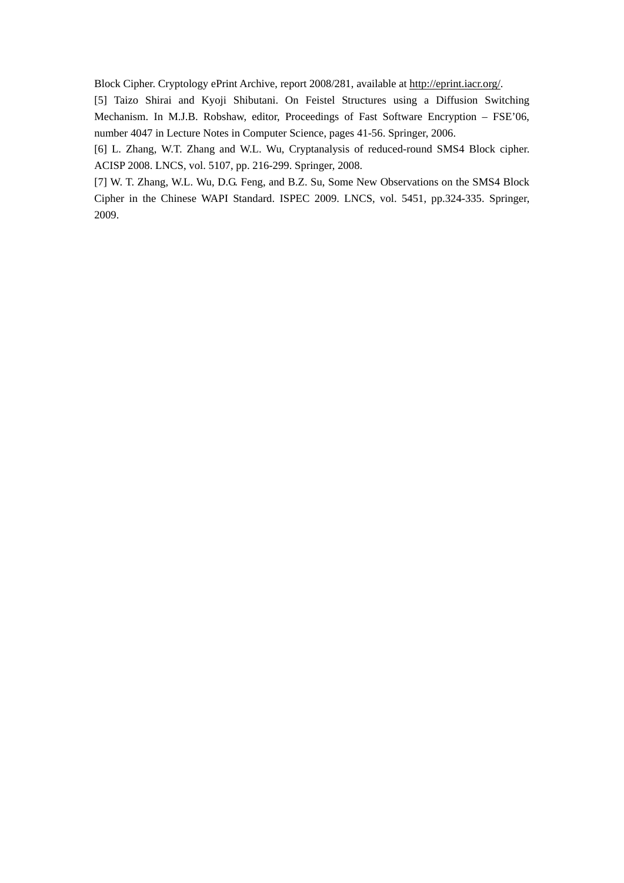Block Cipher. Cryptology ePrint Archive, report 2008/281, available at http://eprint.iacr.org/.

[5] Taizo Shirai and Kyoji Shibutani. On Feistel Structures using a Diffusion Switching Mechanism. In M.J.B. Robshaw, editor, Proceedings of Fast Software Encryption – FSE'06, number 4047 in Lecture Notes in Computer Science, pages 41-56. Springer, 2006.

[6] L. Zhang, W.T. Zhang and W.L. Wu, Cryptanalysis of reduced-round SMS4 Block cipher. ACISP 2008. LNCS, vol. 5107, pp. 216-299. Springer, 2008.

[7] W. T. Zhang, W.L. Wu, D.G. Feng, and B.Z. Su, Some New Observations on the SMS4 Block Cipher in the Chinese WAPI Standard. ISPEC 2009. LNCS, vol. 5451, pp.324-335. Springer, 2009.